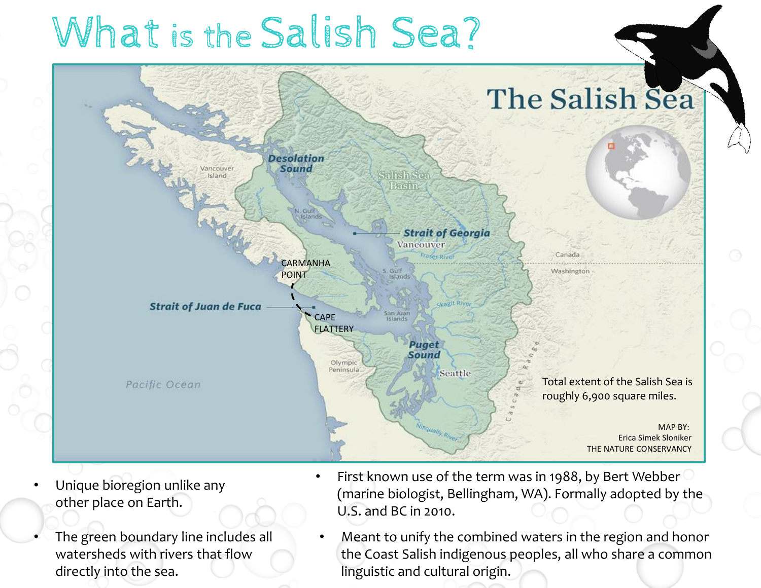# What is the Salish Sea?

The Salish Sea

Desolation Sound

Salish Sea Basin

Vancouver Island

N. Gulf Islands

Strait of Georgia

Vancouver

Fraser River

CARMANHA POINT

S. Gulf Islands

Canada

Washington

Strait of Juan de Fuca

CAPE FLATTERY

San Juan Islands

Skagit River

Puget Sound

Olympic Peninsula

Seattle

Cascade Range

Pacific Ocean

Nisqually River

Total extent of the Salish Sea is roughly 6,900 square miles.

MAP BY:
Erica Simek Sloniker
THE NATURE CONSERVANCY

- Unique bioregion unlike any other place on Earth.
- The green boundary line includes all watersheds with rivers that flow directly into the sea.
- First known use of the term was in 1988, by Bert Webber (marine biologist, Bellingham, WA). Formally adopted by the U.S. and BC in 2010.
- Meant to unify the combined waters in the region and honor the Coast Salish indigenous peoples, all who share a common linguistic and cultural origin.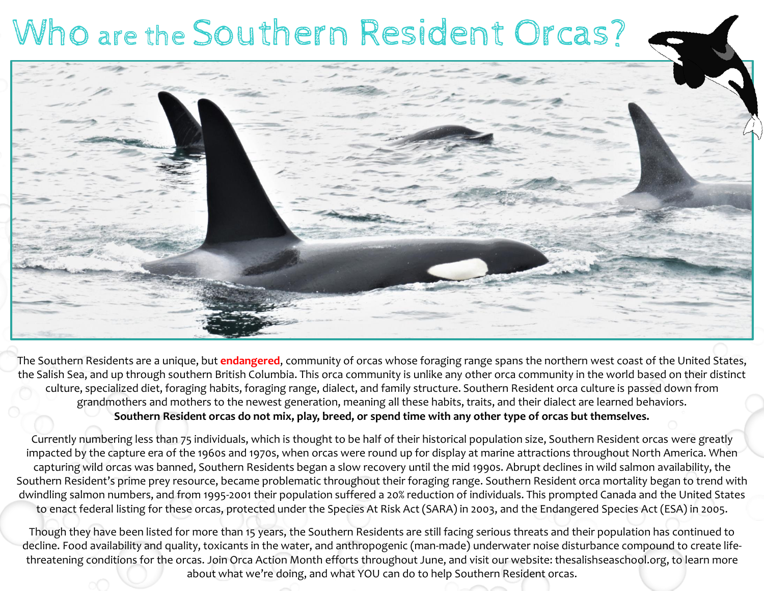# Who are the Southern Resident Orcas?

The Southern Residents are a unique, but **endangered**, community of orcas whose foraging range spans the northern west coast of the United States, the Salish Sea, and up through southern British Columbia. This orca community is unlike any other orca community in the world based on their distinct culture, specialized diet, foraging habits, foraging range, dialect, and family structure. Southern Resident orca culture is passed down from grandmothers and mothers to the newest generation, meaning all these habits, traits, and their dialect are learned behaviors.
**Southern Resident orcas do not mix, play, breed, or spend time with any other type of orcas but themselves.**

Currently numbering less than 75 individuals, which is thought to be half of their historical population size, Southern Resident orcas were greatly impacted by the capture era of the 1960s and 1970s, when orcas were round up for display at marine attractions throughout North America. When capturing wild orcas was banned, Southern Residents began a slow recovery until the mid 1990s. Abrupt declines in wild salmon availability, the Southern Resident's prime prey resource, became problematic throughout their foraging range. Southern Resident orca mortality began to trend with dwindling salmon numbers, and from 1995-2001 their population suffered a 20% reduction of individuals. This prompted Canada and the United States to enact federal listing for these orcas, protected under the Species At Risk Act (SARA) in 2003, and the Endangered Species Act (ESA) in 2005.

Though they have been listed for more than 15 years, the Southern Residents are still facing serious threats and their population has continued to decline. Food availability and quality, toxicants in the water, and anthropogenic (man-made) underwater noise disturbance compound to create life-threatening conditions for the orcas. Join Orca Action Month efforts throughout June, and visit our website: thesalishseaschool.org, to learn more about what we're doing, and what YOU can do to help Southern Resident orcas.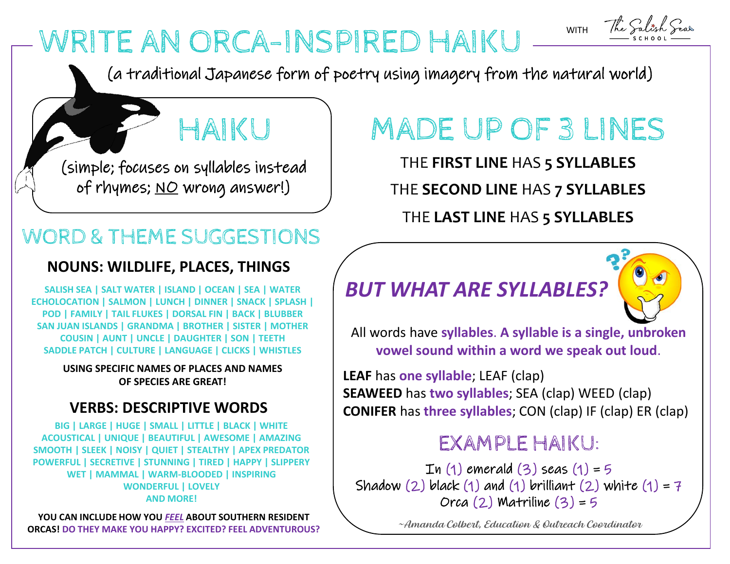# WRITE AN ORCA-INSPIRED HAIKU

WITH The Salish Sea School

(a traditional Japanese form of poetry using imagery from the natural world)

## HAIKU

(simple; focuses on syllables instead of rhymes; NO wrong answer!)

## MADE UP OF 3 LINES

THE **FIRST LINE** HAS **5 SYLLABLES**

THE **SECOND LINE** HAS **7 SYLLABLES**

THE **LAST LINE** HAS **5 SYLLABLES**

## WORD & THEME SUGGESTIONS

### NOUNS: WILDLIFE, PLACES, THINGS

SALISH SEA | SALT WATER | ISLAND | OCEAN | SEA | WATER
ECHOLOCATION | SALMON | LUNCH | DINNER | SNACK | SPLASH |
POD | FAMILY | TAIL FLUKES | DORSAL FIN | BACK | BLUBBER
SAN JUAN ISLANDS | GRANDMA | BROTHER | SISTER | MOTHER
COUSIN | AUNT | UNCLE | DAUGHTER | SON | TEETH
SADDLE PATCH | CULTURE | LANGUAGE | CLICKS | WHISTLES

**USING SPECIFIC NAMES OF PLACES AND NAMES OF SPECIES ARE GREAT!**

### VERBS: DESCRIPTIVE WORDS

BIG | LARGE | HUGE | SMALL | LITTLE | BLACK | WHITE
ACOUSTICAL | UNIQUE | BEAUTIFUL | AWESOME | AMAZING
SMOOTH | SLEEK | NOISY | QUIET | STEALTHY | APEX PREDATOR
POWERFUL | SECRETIVE | STUNNING | TIRED | HAPPY | SLIPPERY
WET | MAMMAL | WARM-BLOODED | INSPIRING
WONDERFUL | LOVELY
AND MORE!

**YOU CAN INCLUDE HOW YOU *FEEL* ABOUT SOUTHERN RESIDENT ORCAS! DO THEY MAKE YOU HAPPY? EXCITED? FEEL ADVENTUROUS?**

## *BUT WHAT ARE SYLLABLES?*

All words have **syllables**. **A syllable is a single, unbroken vowel sound within a word we speak out loud**.

**LEAF** has **one syllable**; LEAF (clap)
**SEAWEED** has **two syllables**; SEA (clap) WEED (clap)
**CONIFER** has **three syllables**; CON (clap) IF (clap) ER (clap)

### EXAMPLE HAIKU:

In (1) emerald (3) seas (1) = 5
Shadow (2) black (1) and (1) brilliant (2) white (1) = 7
Orca (2) Matriline (3) = 5

*~Amanda Colbert, Education & Outreach Coordinator*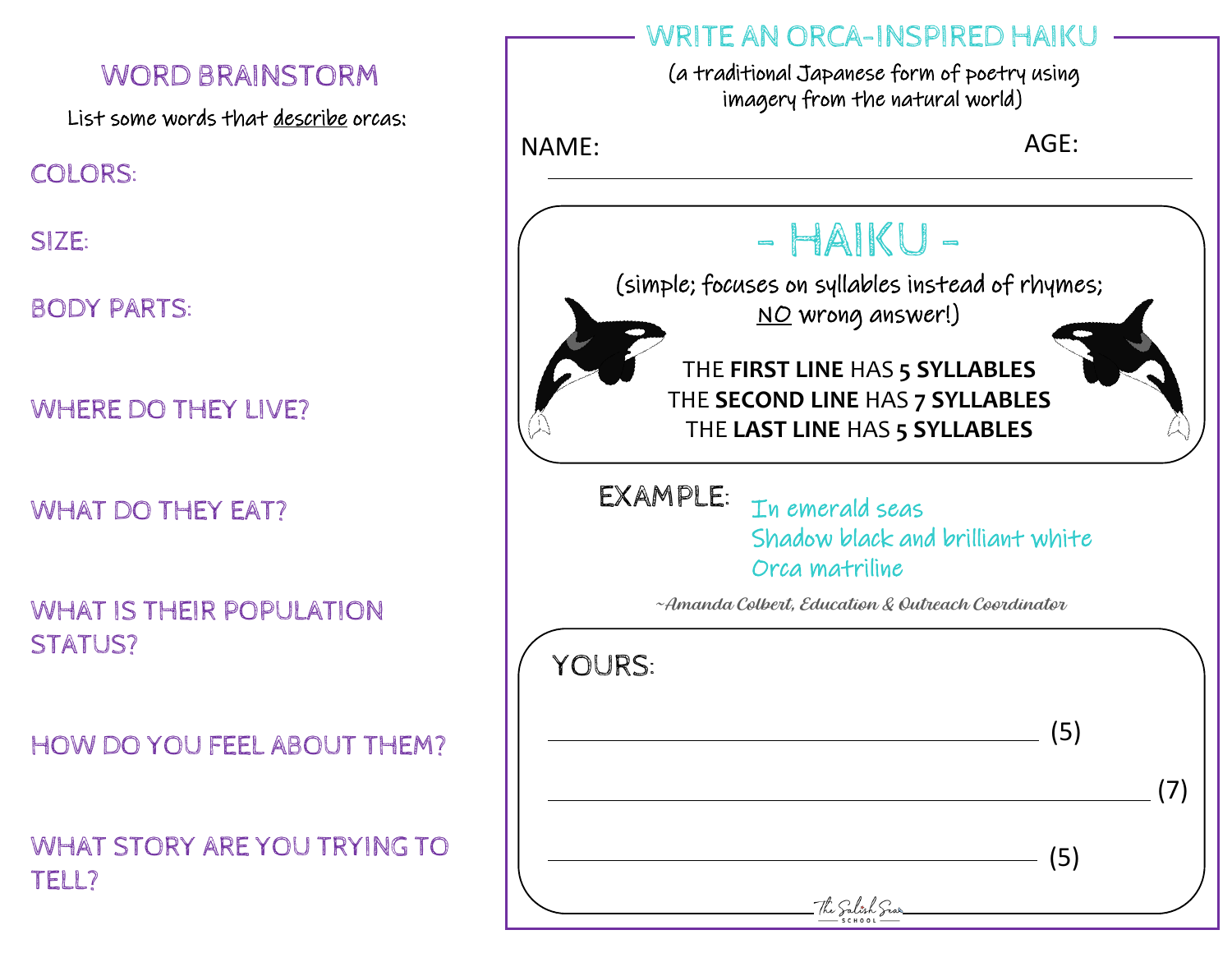## WORD BRAINSTORM

List some words that describe orcas:

COLORS:

SIZE:

BODY PARTS:

WHERE DO THEY LIVE?

WHAT DO THEY EAT?

WHAT IS THEIR POPULATION STATUS?

HOW DO YOU FEEL ABOUT THEM?

WHAT STORY ARE YOU TRYING TO TELL?

## WRITE AN ORCA-INSPIRED HAIKU

(a traditional Japanese form of poetry using imagery from the natural world)

NAME: AGE:

### - HAIKU -

(simple; focuses on syllables instead of rhymes; NO wrong answer!)

THE **FIRST LINE** HAS **5 SYLLABLES**
THE **SECOND LINE** HAS **7 SYLLABLES**
THE **LAST LINE** HAS **5 SYLLABLES**

EXAMPLE:

In emerald seas
Shadow black and brilliant white
Orca matriline

*~Amanda Colbert, Education & Outreach Coordinator*

YOURS:

______________________________ (5)

______________________________ (7)

______________________________ (5)

The Salish Sea School